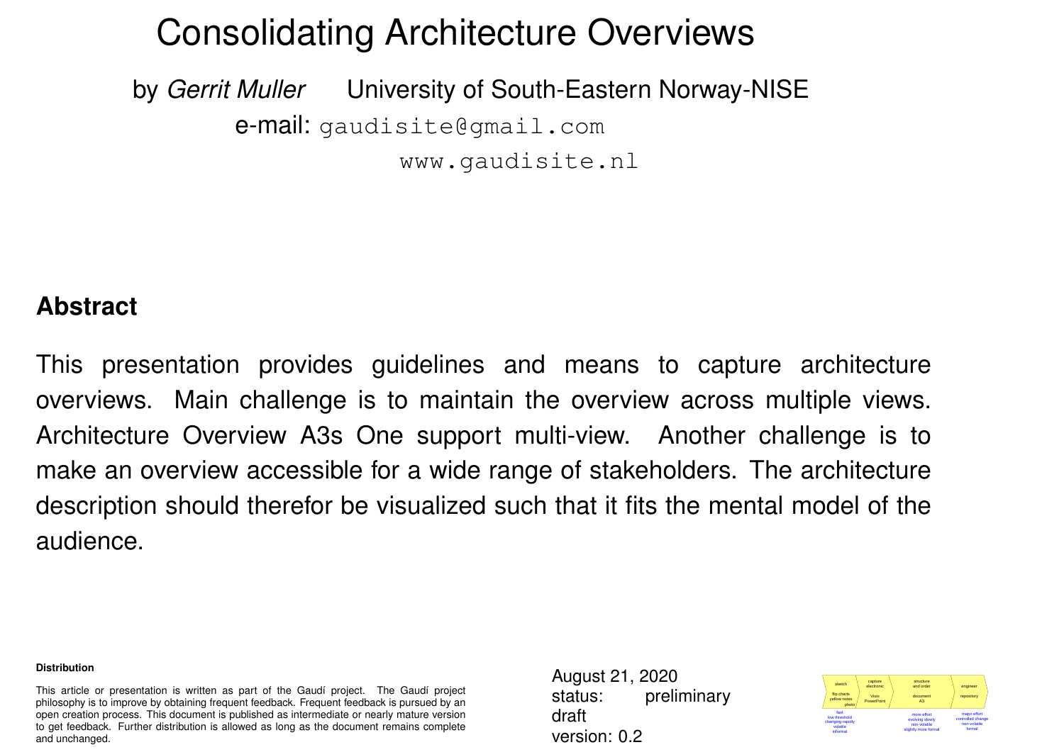# Consolidating Architecture Overviews

by *Gerrit Muller* University of South-Eastern Norway-NISE

e-mail: gaudisite@gmail.com

www.gaudisite.nl

## Abstract

This presentation provides guidelines and means to capture architecture overviews. Main challenge is to maintain the overview across multiple views. Architecture Overview A3s One support multi-view. Another challenge is to make an overview accessible for a wide range of stakeholders. The architecture description should therefor be visualized such that it fits the mental model of the audience.

**Distribution**

This article or presentation is written as part of the Gaudí project. The Gaudí project philosophy is to improve by obtaining frequent feedback. Frequent feedback is pursued by an open creation process. This document is published as intermediate or nearly mature version to get feedback. Further distribution is allowed as long as the document remains complete and unchanged.

August 21, 2020
status: preliminary draft
version: 0.2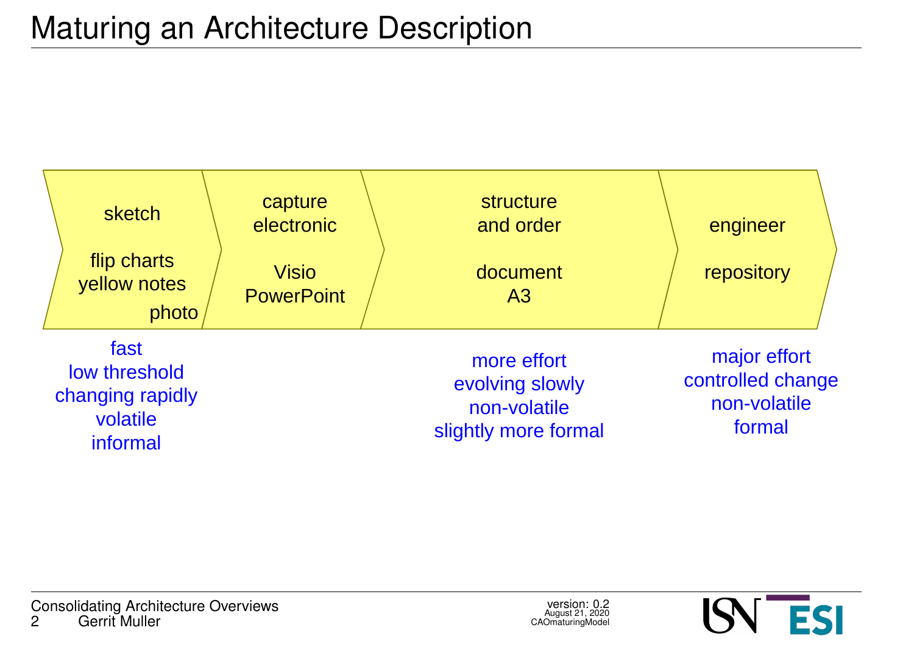# Maturing an Architecture Description

| sketch | capture electronic | structure and order | engineer |
| --- | --- | --- | --- |
| flip charts<br>yellow notes<br>photo | Visio<br>PowerPoint | document<br>A3 | repository |
| fast<br>low threshold<br>changing rapidly<br>volatile<br>informal | | more effort<br>evolving slowly<br>non-volatile<br>slightly more formal | major effort<br>controlled change<br>non-volatile<br>formal |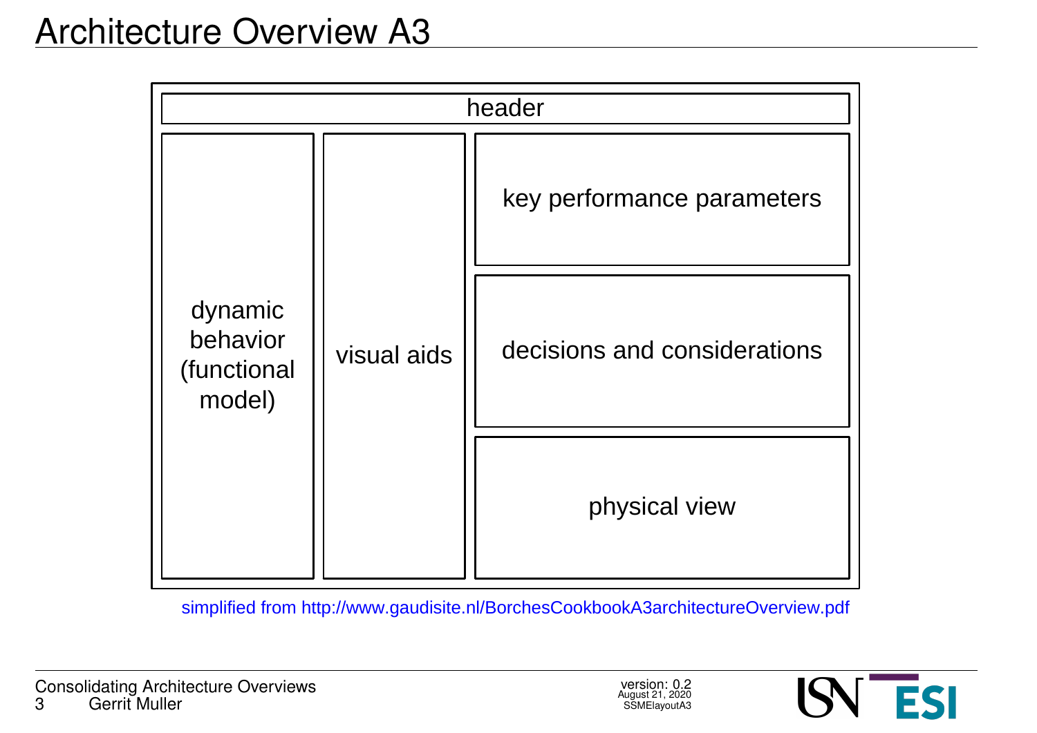# Architecture Overview A3

header

dynamic behavior (functional model)

visual aids

key performance parameters

decisions and considerations

physical view

simplified from http://www.gaudisite.nl/BorchesCookbookA3architectureOverview.pdf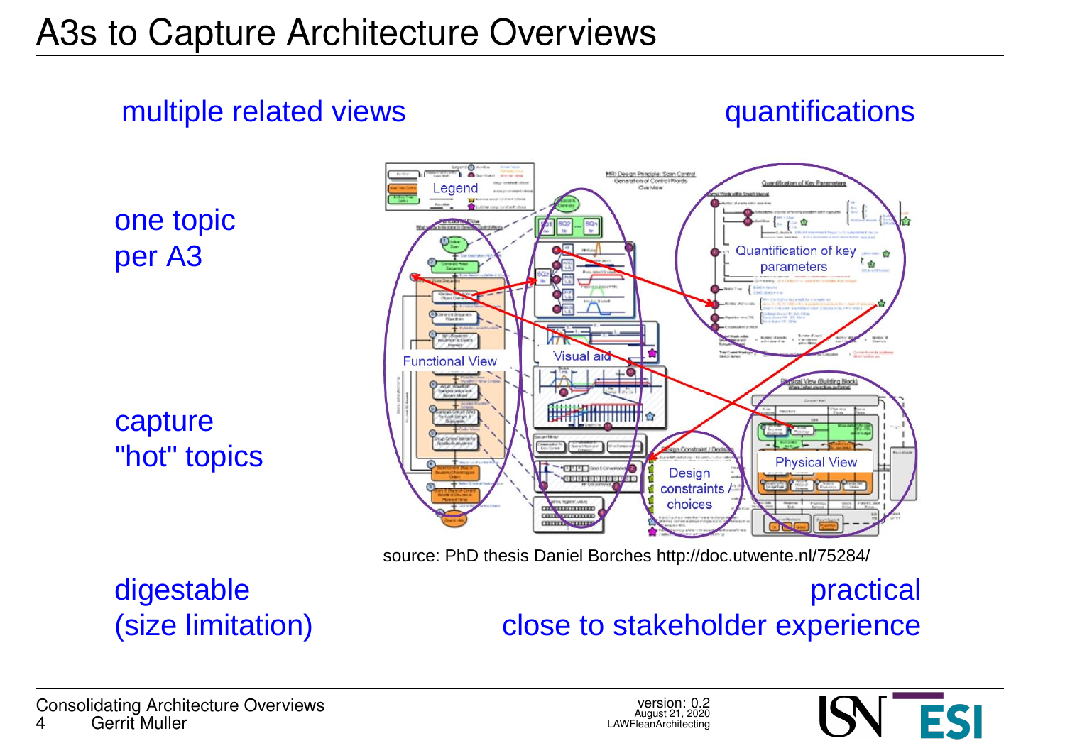# A3s to Capture Architecture Overviews

multiple related views

quantifications

one topic
per A3

capture
"hot" topics

Legend

Functional View

Visual aid

Quantification of key parameters

Design constraints / choices

Physical View

source: PhD thesis Daniel Borches http://doc.utwente.nl/75284/

digestable
(size limitation)

practical
close to stakeholder experience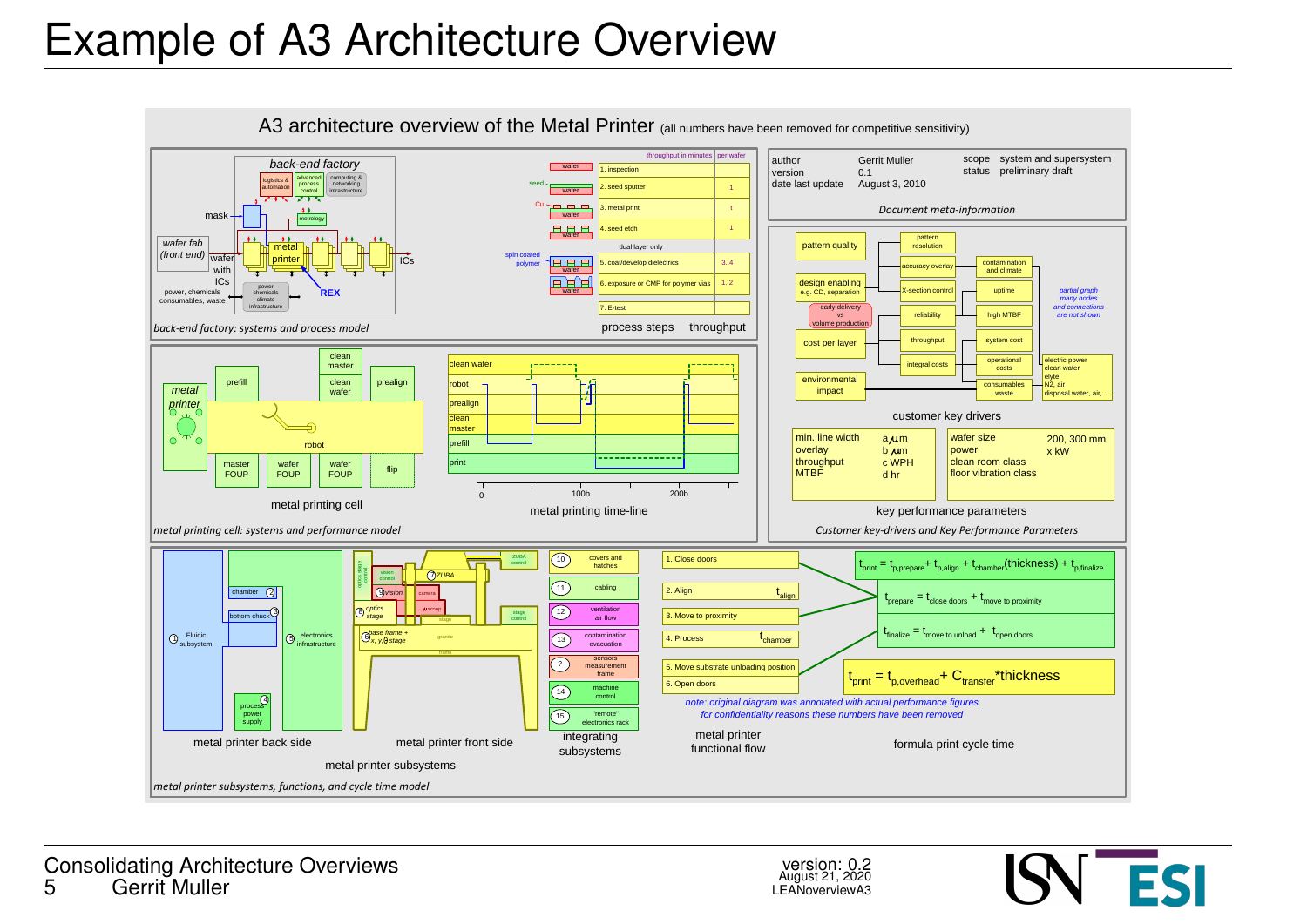# Example of A3 Architecture Overview

A3 architecture overview of the Metal Printer (all numbers have been removed for competitive sensitivity)

| | | | |
|---|---|---|---|
| author | Gerrit Muller | scope | system and supersystem |
| version | 0.1 | status | preliminary draft |
| date last update | August 3, 2010 | | |

*Document meta-information*

back-end factory

logistics & automation | advanced process control | computing & networking infrastructure | metrology

mask | wafer fab (front end) | wafer with ICs | metal printer | REX | ICs | power, chemicals consumables, waste | power chemicals climate infrastructure

*back-end factory: systems and process model*

| process steps | throughput in minutes per wafer |
|---|---|
| 1. inspection | |
| 2. seed sputter | 1 |
| 3. metal print | t |
| 4. seed etch | 1 |
| dual layer only | |
| 5. coat/develop dielectrics | 3..4 |
| 6. exposure or CMP for polymer vias | 1..2 |
| 7. E-test | |

seed | Cu | spin coated polymer | wafer

process steps | throughput

pattern quality | pattern resolution | accuracy overlay | contamination and climate | design enabling e.g. CD, separation | X-section control | uptime | early delivery vs volume production | reliability | high MTBF | cost per layer | throughput | system cost | integral costs | operational costs | environmental impact | consumables waste | electric power, clean water, elyte, N2, air, disposal water, air, ...

*partial graph many nodes and connections are not shown*

customer key drivers

| | |
|---|---|
| min. line width | a μm |
| overlay | b μm |
| throughput | c WPH |
| MTBF | d hr |

| | |
|---|---|
| wafer size | 200, 300 mm |
| power | x kW |
| clean room class | |
| floor vibration class | |

key performance parameters

*Customer key-drivers and Key Performance Parameters*

metal printer | prefill | clean master | clean wafer | prealign | robot | master FOUP | wafer FOUP | wafer FOUP | flip

metal printing cell

clean wafer | robot | prealign | clean master | prefill | print

0 | 100b | 200b

metal printing time-line

*metal printing cell: systems and performance model*

1 Fluidic subsystem | 2 chamber | 3 bottom chuck | 4 process power supply | 5 electronics infrastructure

metal printer back side

optics stage control | 9 vision control | 7 ZUBA | ZUBA control | 8 vision | camera | μscoop | 6 optics stage | stage control | stage | base frame + x, y, θ stage | granite | frame

metal printer front side

metal printer subsystems

| | |
|---|---|
| 10 | covers and hatches |
| 11 | cabling |
| 12 | ventilation air flow |
| 13 | contamination evacuation |
| ? | sensors measurement frame |
| 14 | machine control |
| 15 | "remote" electronics rack |

integrating subsystems

1. Close doors
2. Align $t_{align}$
3. Move to proximity
4. Process $t_{chamber}$
5. Move substrate unloading position
6. Open doors

metal printer functional flow

$$t_{print} = t_{p,prepare} + t_{p,align} + t_{chamber}(\text{thickness}) + t_{p,finalize}$$

$$t_{prepare} = t_{close\ doors} + t_{move\ to\ proximity}$$

$$t_{finalize} = t_{move\ to\ unload} + t_{open\ doors}$$

$$t_{print} = t_{p,overhead} + C_{transfer} * \text{thickness}$$

*note: original diagram was annotated with actual performance figures for confidentiality reasons these numbers have been removed*

formula print cycle time

*metal printer subsystems, functions, and cycle time model*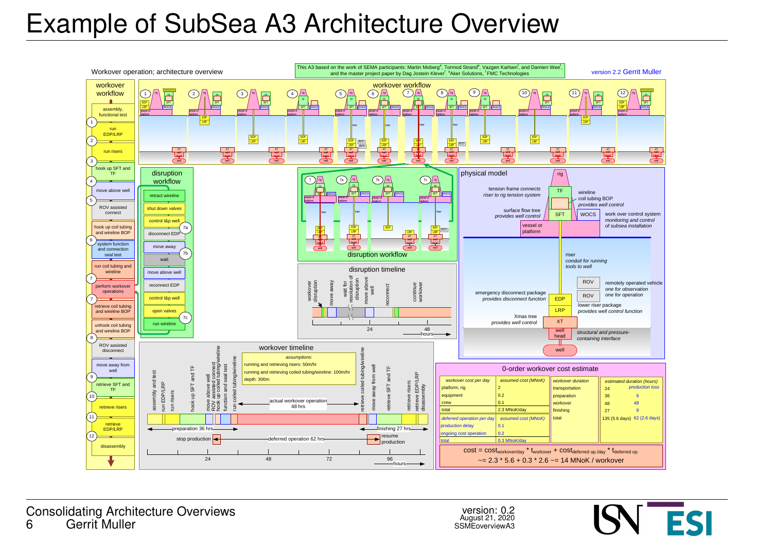# Example of SubSea A3 Architecture Overview

Workover operation; architecture overview

This A3 based on the work of SEMA participants: Martin Moberg[a], Tormod Strand[a], Vazgen Karlsen[f], and Damien Wee[f], and the master project paper by Dag Jostein Klever[f]. [a]Aker Solutions, [f]FMC Technologies

version 2.2 Gerrit Muller

## workover workflow

- assembly, functional test
- 1 run EDP/LRP
- 2 run risers
- 3 hook up SFT and TF
- 4 move above well
- 5 ROV assisted connect
- hook up coil tubing and wireline BOP
- 6 system function and connection seal test
- run coil tubing and wireline
- 7 perform workover operations
- 7 retrieve coil tubing and wireline BOP
- unhook coil tubing and wireline BOP
- 8 ROV assisted disconnect
- move away from well
- 9 retrieve SFT and TF
- 10 retrieve risers
- 11 retrieve EDP/LRP
- 12 disassembly

## disruption workflow

- retract wireline
- shut down valves
- control t&p well
- 7a disconnect EDP
- move away
- 7b wait
- move above well
- reconnect EDP
- control t&p well
- open valves
- 7c run wireline

## physical model

- rig
- TF: tension frame connects riser to rig tension system
- wireline coil tubing BOP: provides well control
- SFT: surface flow tree provides well control
- WOCS: work over control system monitoring and control of subsea installation
- vessel or platform
- riser: conduit for running tools to well
- ROV: remotely operated vehicle one for observation one for operation
- EDP: emergency disconnect package provides disconnect function
- LRP: lower riser package provides well control function
- XT: Xmas tree provides well control
- well head: structural and pressure-containing interface
- well

## disruption timeline

workover disruption, move away, wait for resolution of disruption, move above well, reconnect, continue workover

24, 48 hours

## workover timeline

*assumptions:*
- running and retrieving risers: 50m/hr
- running and retrieving coiled tubing/wireline: 100m/hr
- depth: 300m

assembly and test, run EDP/LRP, run risers, hook up SFT and TF, move above well, ROV assisted connect, hook up coiled tubing/wireline, function and seal test, run coiled tubing/wireline, retrieve coiled tubing/wireline, move away from well, retrieve SFT and TF, retrieve risers, retrieve EDP/LRP, disassembly

- actual workover operation 48 hrs
- preparation 36 hrs
- finishing 27 hrs
- stop production
- deferred operation 62 hrs
- resume production

24, 48, 72, 96 hours

## 0-order workover cost estimate

| workover cost per day | assumed cost (MNoK) |
|---|---|
| platform, rig | 2 |
| equipment | 0.2 |
| crew | 0.1 |
| total | 2.3 MNoK/day |

| deferred operation per day | assumed cost (MNoK) |
|---|---|
| production delay | 0.1 |
| ongoing cost operation | 0.2 |
| total | 0.3 MNoK/day |

| workover duration | estimated duration (hours) | production loss |
|---|---|---|
| transportation | 24 | |
| preparation | 36 | 6 |
| workover | 48 | 48 |
| finishing | 27 | 8 |
| total | 135 (5.6 days) | 62 (2.6 days) |

$$cost = cost_{workover/day} * t_{workover} + cost_{deferred\ op./day} * t_{deferred\ op.}$$

$$\sim= 2.3 * 5.6 + 0.3 * 2.6 \sim= 14 \text{ MNoK / workover}$$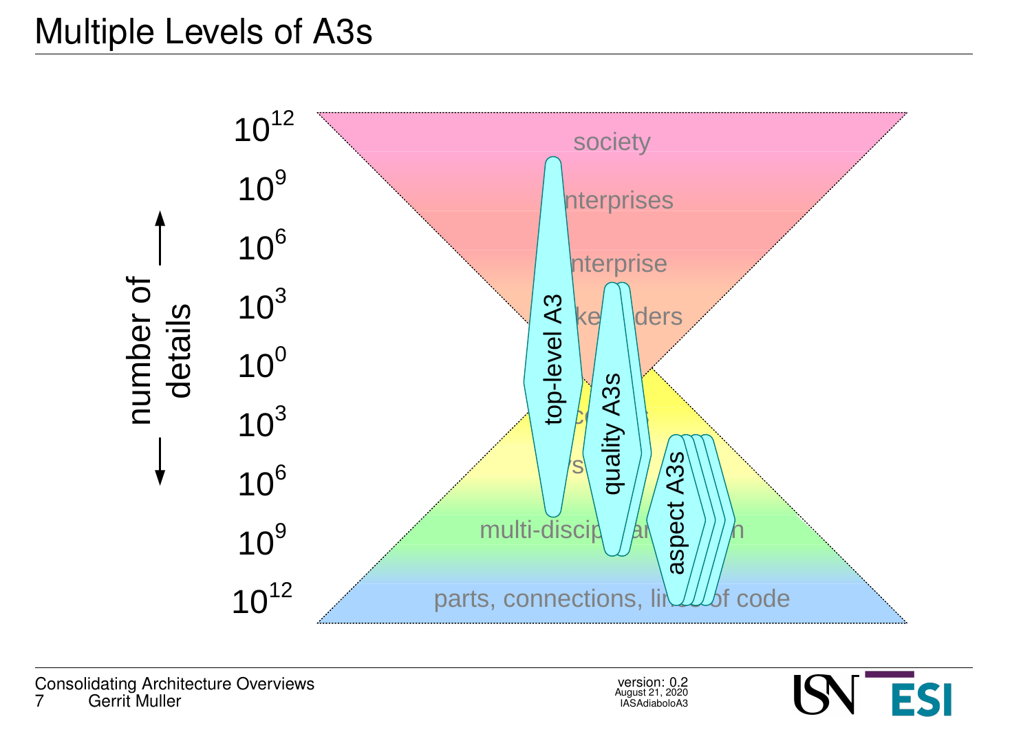# Multiple Levels of A3s

number of details

$10^{12}$

$10^{9}$

$10^{6}$

$10^{3}$

$10^{0}$

$10^{3}$

$10^{6}$

$10^{9}$

$10^{12}$

society

enterprises

enterprise

stakeholders

system

subsystems

multi-disciplinary design

parts, connections, lines of code

top-level A3

quality A3s

aspect A3s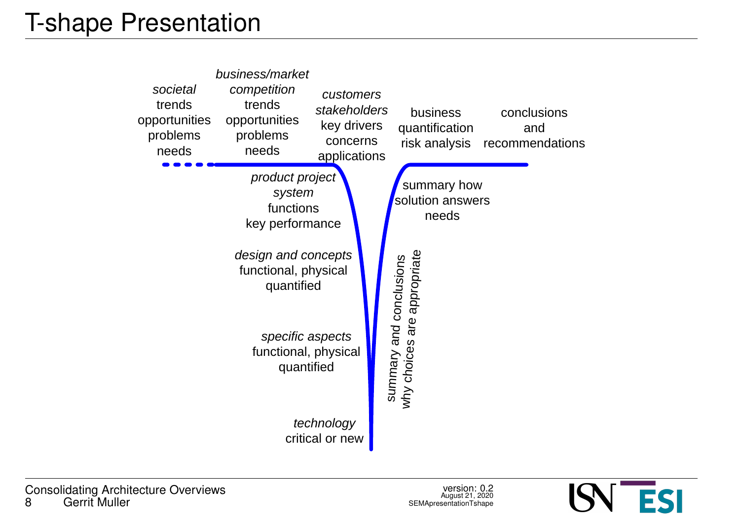# T-shape Presentation

*societal*
trends
opportunities
problems
needs

*business/market*
*competition*
trends
opportunities
problems
needs

*customers*
*stakeholders*
key drivers
concerns
applications

business
quantification
risk analysis

conclusions
and
recommendations

*product project*
*system*
functions
key performance

summary how
solution answers
needs

*design and concepts*
functional, physical
quantified

summary and conclusions
why choices are appropriate

*specific aspects*
functional, physical
quantified

*technology*
critical or new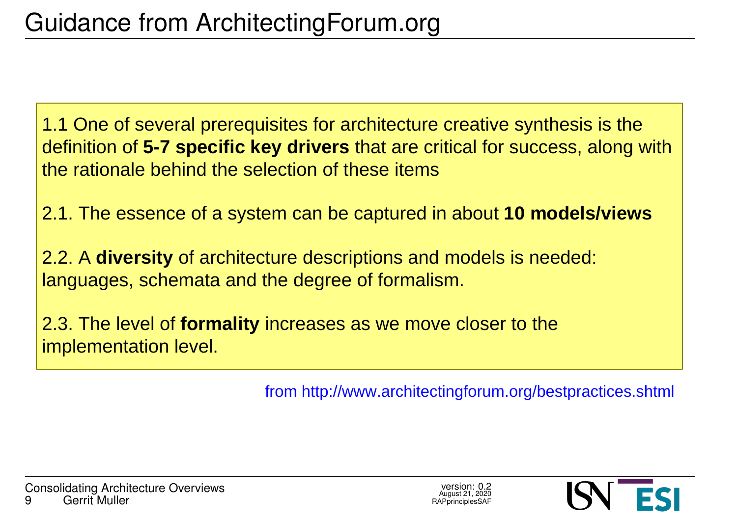# Guidance from ArchitectingForum.org

1.1 One of several prerequisites for architecture creative synthesis is the definition of **5-7 specific key drivers** that are critical for success, along with the rationale behind the selection of these items

2.1. The essence of a system can be captured in about **10 models/views**

2.2. A **diversity** of architecture descriptions and models is needed: languages, schemata and the degree of formalism.

2.3. The level of **formality** increases as we move closer to the implementation level.

from http://www.architectingforum.org/bestpractices.shtml